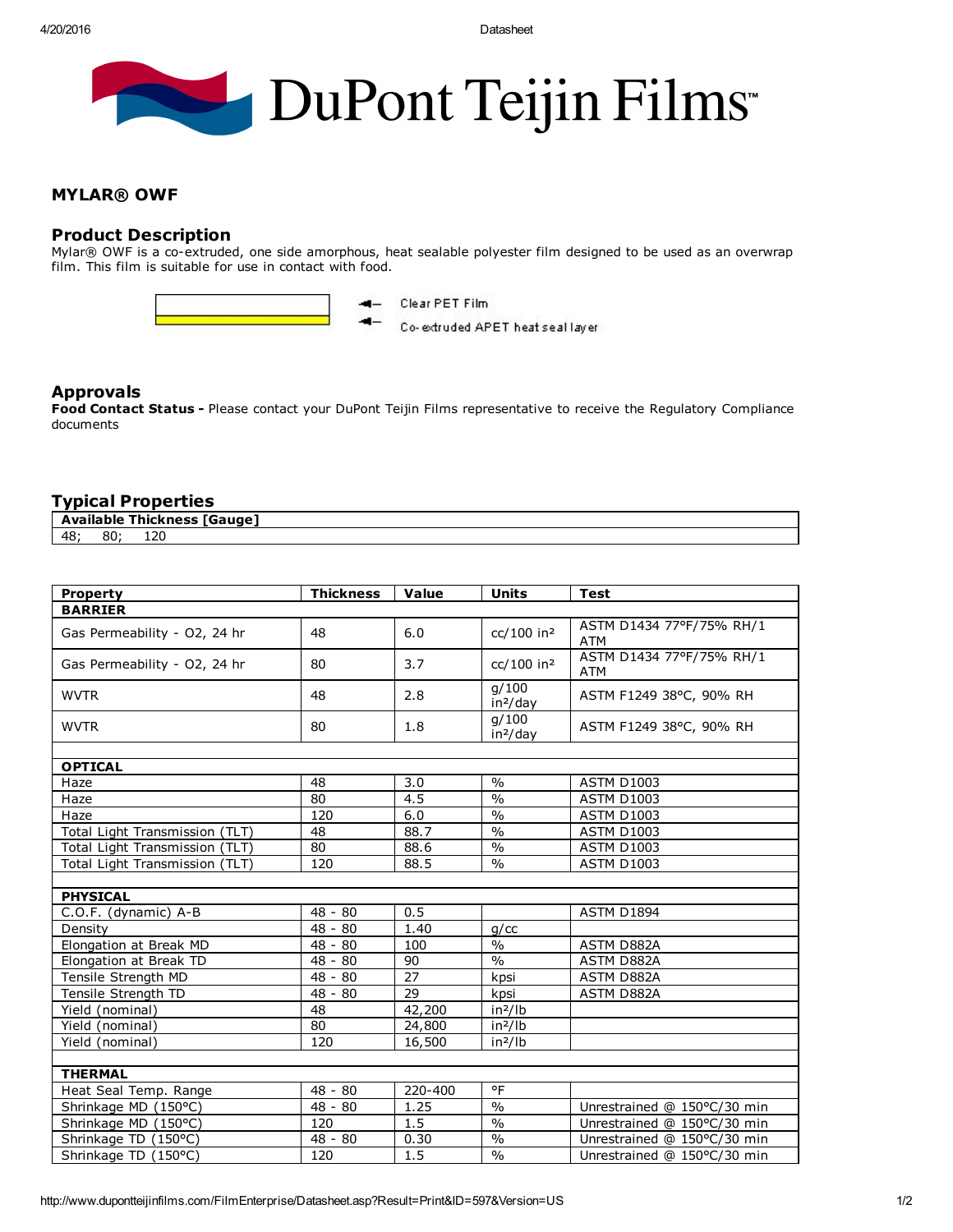DuPont Teijin Films™

## MYLAR® OWF

### Product Description

Mylar® OWF is a co-extruded, one side amorphous, heat sealable polyester film designed to be used as an overwrap film. This film is suitable for use in contact with food.

← Clear PET Film
← Co-extruded APET heat seal layer

### Approvals

**Food Contact Status -** Please contact your DuPont Teijin Films representative to receive the Regulatory Compliance documents

### Typical Properties

| Available Thickness [Gauge] |
|---|
| 48; 80; 120 |

| Property | Thickness | Value | Units | Test |
|---|---|---|---|---|
| **BARRIER** | | | | |
| Gas Permeability - O2, 24 hr | 48 | 6.0 | cc/100 in² | ASTM D1434 77°F/75% RH/1 ATM |
| Gas Permeability - O2, 24 hr | 80 | 3.7 | cc/100 in² | ASTM D1434 77°F/75% RH/1 ATM |
| WVTR | 48 | 2.8 | g/100 in²/day | ASTM F1249 38°C, 90% RH |
| WVTR | 80 | 1.8 | g/100 in²/day | ASTM F1249 38°C, 90% RH |
| | | | | |
| **OPTICAL** | | | | |
| Haze | 48 | 3.0 | % | ASTM D1003 |
| Haze | 80 | 4.5 | % | ASTM D1003 |
| Haze | 120 | 6.0 | % | ASTM D1003 |
| Total Light Transmission (TLT) | 48 | 88.7 | % | ASTM D1003 |
| Total Light Transmission (TLT) | 80 | 88.6 | % | ASTM D1003 |
| Total Light Transmission (TLT) | 120 | 88.5 | % | ASTM D1003 |
| | | | | |
| **PHYSICAL** | | | | |
| C.O.F. (dynamic) A-B | 48 - 80 | 0.5 | | ASTM D1894 |
| Density | 48 - 80 | 1.40 | g/cc | |
| Elongation at Break MD | 48 - 80 | 100 | % | ASTM D882A |
| Elongation at Break TD | 48 - 80 | 90 | % | ASTM D882A |
| Tensile Strength MD | 48 - 80 | 27 | kpsi | ASTM D882A |
| Tensile Strength TD | 48 - 80 | 29 | kpsi | ASTM D882A |
| Yield (nominal) | 48 | 42,200 | in²/lb | |
| Yield (nominal) | 80 | 24,800 | in²/lb | |
| Yield (nominal) | 120 | 16,500 | in²/lb | |
| | | | | |
| **THERMAL** | | | | |
| Heat Seal Temp. Range | 48 - 80 | 220-400 | °F | |
| Shrinkage MD (150°C) | 48 - 80 | 1.25 | % | Unrestrained @ 150°C/30 min |
| Shrinkage MD (150°C) | 120 | 1.5 | % | Unrestrained @ 150°C/30 min |
| Shrinkage TD (150°C) | 48 - 80 | 0.30 | % | Unrestrained @ 150°C/30 min |
| Shrinkage TD (150°C) | 120 | 1.5 | % | Unrestrained @ 150°C/30 min |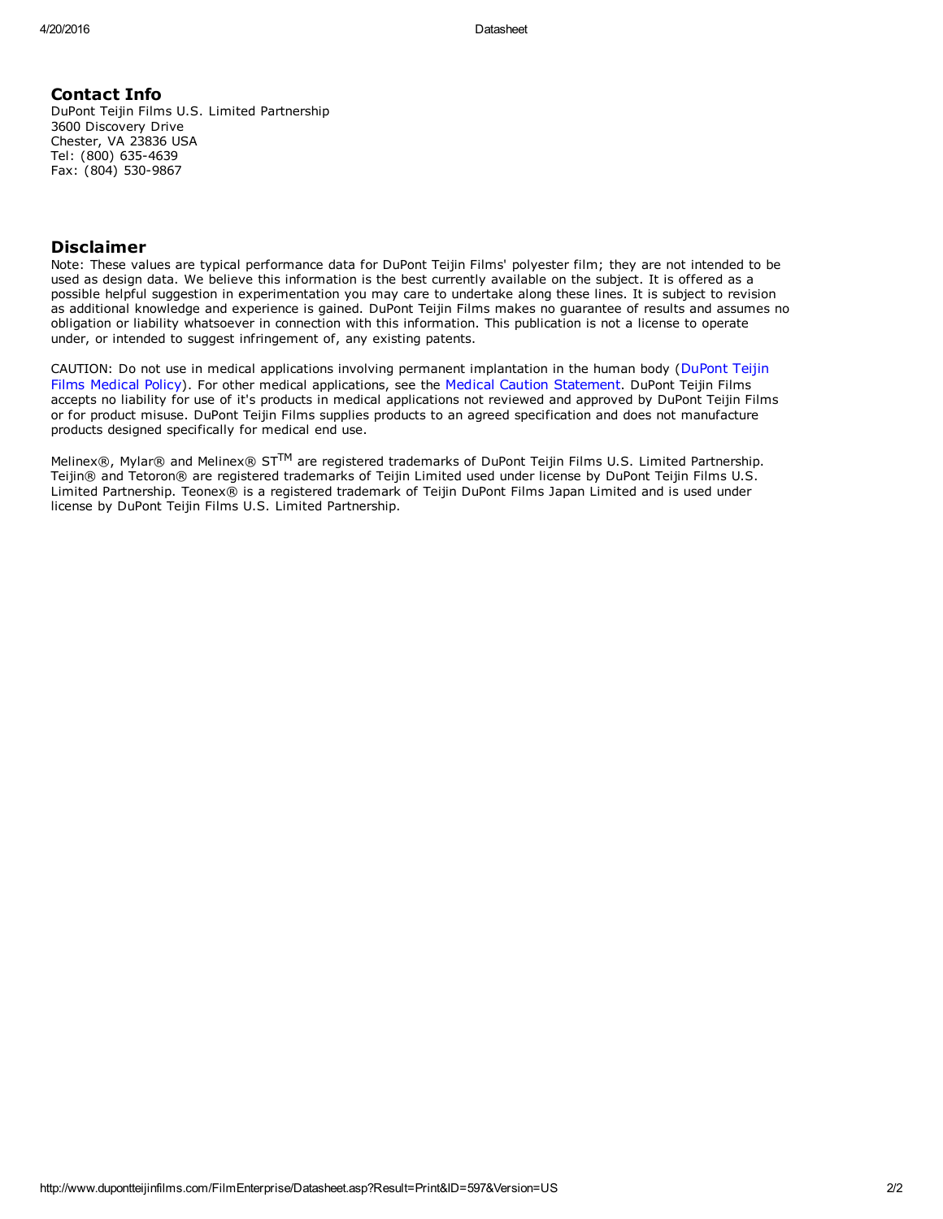## Contact Info

DuPont Teijin Films U.S. Limited Partnership
3600 Discovery Drive
Chester, VA 23836 USA
Tel: (800) 635-4639
Fax: (804) 530-9867

## Disclaimer

Note: These values are typical performance data for DuPont Teijin Films' polyester film; they are not intended to be used as design data. We believe this information is the best currently available on the subject. It is offered as a possible helpful suggestion in experimentation you may care to undertake along these lines. It is subject to revision as additional knowledge and experience is gained. DuPont Teijin Films makes no guarantee of results and assumes no obligation or liability whatsoever in connection with this information. This publication is not a license to operate under, or intended to suggest infringement of, any existing patents.

CAUTION: Do not use in medical applications involving permanent implantation in the human body (DuPont Teijin Films Medical Policy). For other medical applications, see the Medical Caution Statement. DuPont Teijin Films accepts no liability for use of it's products in medical applications not reviewed and approved by DuPont Teijin Films or for product misuse. DuPont Teijin Films supplies products to an agreed specification and does not manufacture products designed specifically for medical end use.

Melinex®, Mylar® and Melinex® ST™ are registered trademarks of DuPont Teijin Films U.S. Limited Partnership. Teijin® and Tetoron® are registered trademarks of Teijin Limited used under license by DuPont Teijin Films U.S. Limited Partnership. Teonex® is a registered trademark of Teijin DuPont Films Japan Limited and is used under license by DuPont Teijin Films U.S. Limited Partnership.